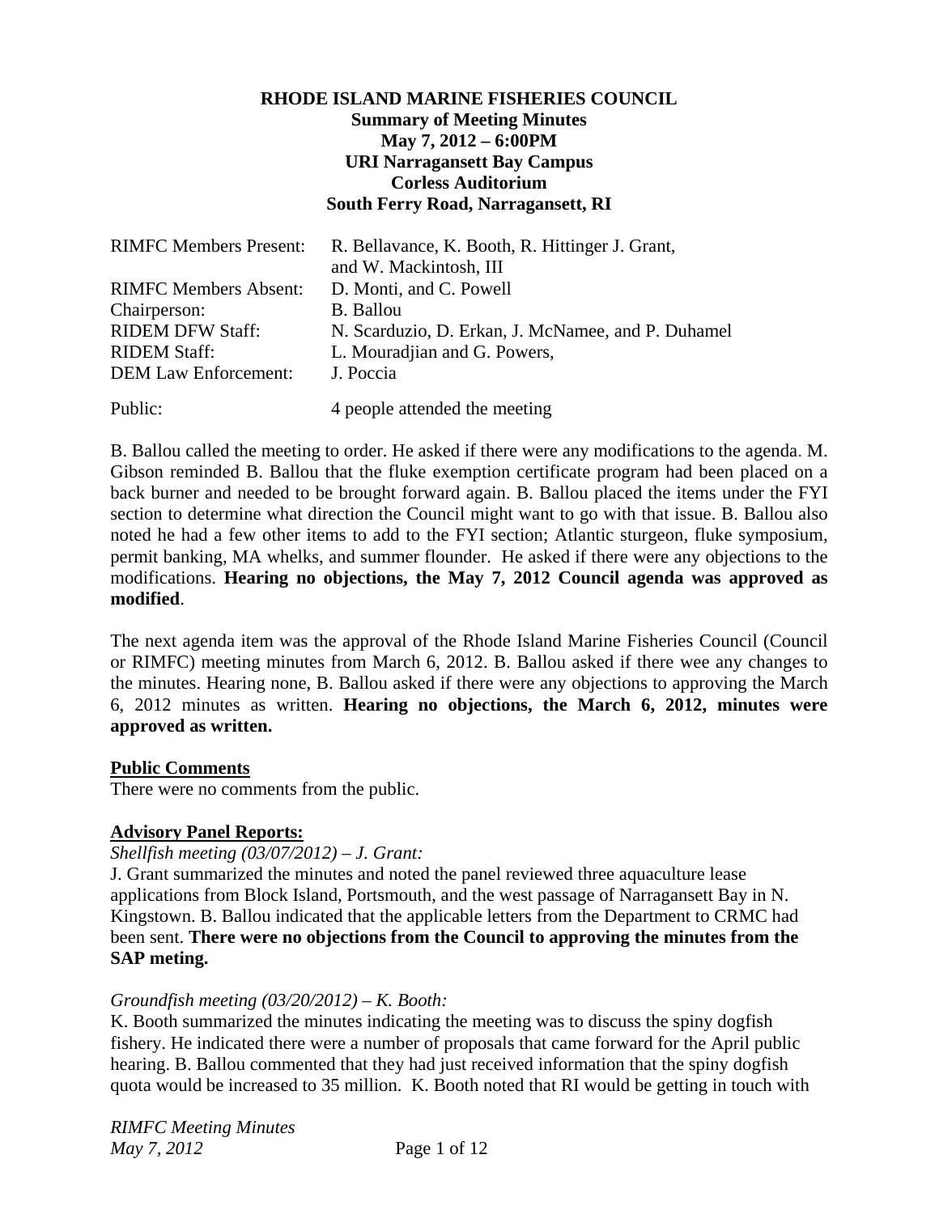**RHODE ISLAND MARINE FISHERIES COUNCIL**
**Summary of Meeting Minutes**
**May 7, 2012 – 6:00PM**
**URI Narragansett Bay Campus**
**Corless Auditorium**
**South Ferry Road, Narragansett, RI**

| | |
|---|---|
| RIMFC Members Present: | R. Bellavance, K. Booth, R. Hittinger J. Grant, and W. Mackintosh, III |
| RIMFC Members Absent: | D. Monti, and C. Powell |
| Chairperson: | B. Ballou |
| RIDEM DFW Staff: | N. Scarduzio, D. Erkan, J. McNamee, and P. Duhamel |
| RIDEM Staff: | L. Mouradjian and G. Powers, |
| DEM Law Enforcement: | J. Poccia |
| Public: | 4 people attended the meeting |

B. Ballou called the meeting to order. He asked if there were any modifications to the agenda. M. Gibson reminded B. Ballou that the fluke exemption certificate program had been placed on a back burner and needed to be brought forward again. B. Ballou placed the items under the FYI section to determine what direction the Council might want to go with that issue. B. Ballou also noted he had a few other items to add to the FYI section; Atlantic sturgeon, fluke symposium, permit banking, MA whelks, and summer flounder. He asked if there were any objections to the modifications. **Hearing no objections, the May 7, 2012 Council agenda was approved as modified**.

The next agenda item was the approval of the Rhode Island Marine Fisheries Council (Council or RIMFC) meeting minutes from March 6, 2012. B. Ballou asked if there wee any changes to the minutes. Hearing none, B. Ballou asked if there were any objections to approving the March 6, 2012 minutes as written. **Hearing no objections, the March 6, 2012, minutes were approved as written.**

**Public Comments**

There were no comments from the public.

**Advisory Panel Reports:**

*Shellfish meeting (03/07/2012) – J. Grant:*

J. Grant summarized the minutes and noted the panel reviewed three aquaculture lease applications from Block Island, Portsmouth, and the west passage of Narragansett Bay in N. Kingstown. B. Ballou indicated that the applicable letters from the Department to CRMC had been sent. **There were no objections from the Council to approving the minutes from the SAP meting.**

*Groundfish meeting (03/20/2012) – K. Booth:*

K. Booth summarized the minutes indicating the meeting was to discuss the spiny dogfish fishery. He indicated there were a number of proposals that came forward for the April public hearing. B. Ballou commented that they had just received information that the spiny dogfish quota would be increased to 35 million. K. Booth noted that RI would be getting in touch with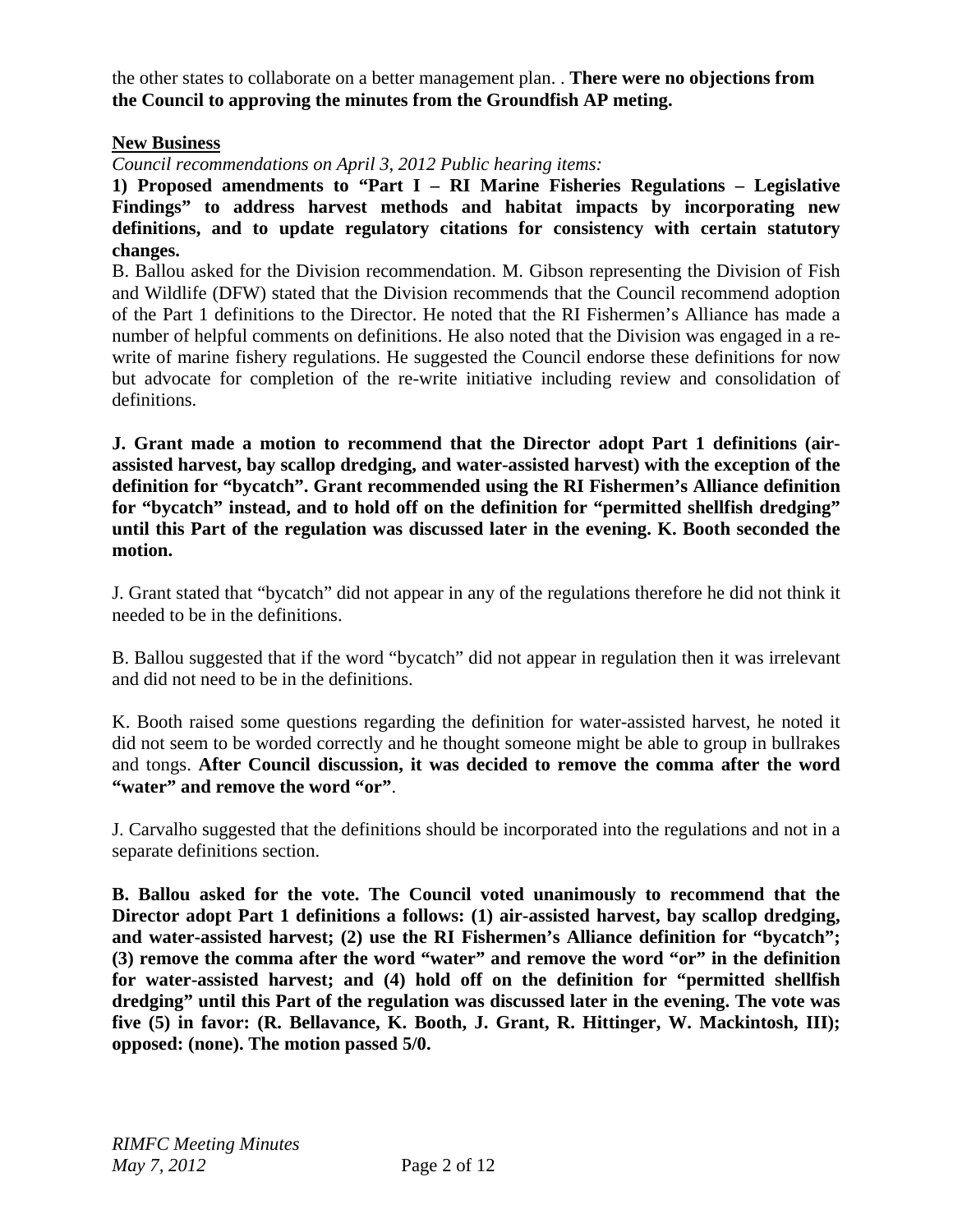the other states to collaborate on a better management plan. . **There were no objections from the Council to approving the minutes from the Groundfish AP meting.**

**New Business**

*Council recommendations on April 3, 2012 Public hearing items:*

**1) Proposed amendments to "Part I – RI Marine Fisheries Regulations – Legislative Findings" to address harvest methods and habitat impacts by incorporating new definitions, and to update regulatory citations for consistency with certain statutory changes.**

B. Ballou asked for the Division recommendation. M. Gibson representing the Division of Fish and Wildlife (DFW) stated that the Division recommends that the Council recommend adoption of the Part 1 definitions to the Director. He noted that the RI Fishermen's Alliance has made a number of helpful comments on definitions. He also noted that the Division was engaged in a re-write of marine fishery regulations. He suggested the Council endorse these definitions for now but advocate for completion of the re-write initiative including review and consolidation of definitions.

**J. Grant made a motion to recommend that the Director adopt Part 1 definitions (air-assisted harvest, bay scallop dredging, and water-assisted harvest) with the exception of the definition for "bycatch". Grant recommended using the RI Fishermen's Alliance definition for "bycatch" instead, and to hold off on the definition for "permitted shellfish dredging" until this Part of the regulation was discussed later in the evening. K. Booth seconded the motion.**

J. Grant stated that "bycatch" did not appear in any of the regulations therefore he did not think it needed to be in the definitions.

B. Ballou suggested that if the word "bycatch" did not appear in regulation then it was irrelevant and did not need to be in the definitions.

K. Booth raised some questions regarding the definition for water-assisted harvest, he noted it did not seem to be worded correctly and he thought someone might be able to group in bullrakes and tongs. **After Council discussion, it was decided to remove the comma after the word "water" and remove the word "or"**.

J. Carvalho suggested that the definitions should be incorporated into the regulations and not in a separate definitions section.

**B. Ballou asked for the vote. The Council voted unanimously to recommend that the Director adopt Part 1 definitions a follows: (1) air-assisted harvest, bay scallop dredging, and water-assisted harvest; (2) use the RI Fishermen's Alliance definition for "bycatch"; (3) remove the comma after the word "water" and remove the word "or" in the definition for water-assisted harvest; and (4) hold off on the definition for "permitted shellfish dredging" until this Part of the regulation was discussed later in the evening. The vote was five (5) in favor: (R. Bellavance, K. Booth, J. Grant, R. Hittinger, W. Mackintosh, III); opposed: (none). The motion passed 5/0.**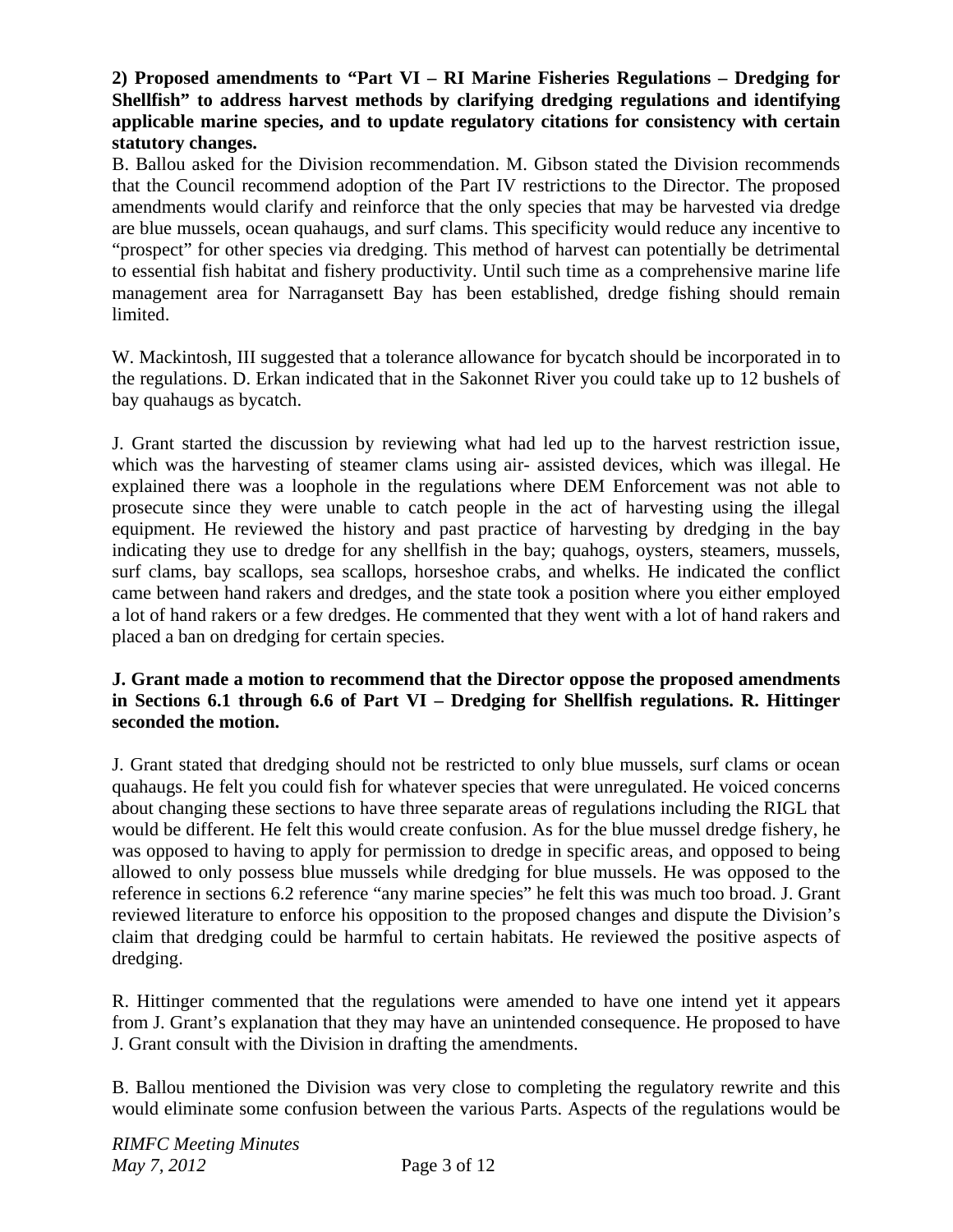**2) Proposed amendments to "Part VI – RI Marine Fisheries Regulations – Dredging for Shellfish" to address harvest methods by clarifying dredging regulations and identifying applicable marine species, and to update regulatory citations for consistency with certain statutory changes.**

B. Ballou asked for the Division recommendation. M. Gibson stated the Division recommends that the Council recommend adoption of the Part IV restrictions to the Director. The proposed amendments would clarify and reinforce that the only species that may be harvested via dredge are blue mussels, ocean quahaugs, and surf clams. This specificity would reduce any incentive to "prospect" for other species via dredging. This method of harvest can potentially be detrimental to essential fish habitat and fishery productivity. Until such time as a comprehensive marine life management area for Narragansett Bay has been established, dredge fishing should remain limited.

W. Mackintosh, III suggested that a tolerance allowance for bycatch should be incorporated in to the regulations. D. Erkan indicated that in the Sakonnet River you could take up to 12 bushels of bay quahaugs as bycatch.

J. Grant started the discussion by reviewing what had led up to the harvest restriction issue, which was the harvesting of steamer clams using air- assisted devices, which was illegal. He explained there was a loophole in the regulations where DEM Enforcement was not able to prosecute since they were unable to catch people in the act of harvesting using the illegal equipment. He reviewed the history and past practice of harvesting by dredging in the bay indicating they use to dredge for any shellfish in the bay; quahogs, oysters, steamers, mussels, surf clams, bay scallops, sea scallops, horseshoe crabs, and whelks. He indicated the conflict came between hand rakers and dredges, and the state took a position where you either employed a lot of hand rakers or a few dredges. He commented that they went with a lot of hand rakers and placed a ban on dredging for certain species.

**J. Grant made a motion to recommend that the Director oppose the proposed amendments in Sections 6.1 through 6.6 of Part VI – Dredging for Shellfish regulations. R. Hittinger seconded the motion.**

J. Grant stated that dredging should not be restricted to only blue mussels, surf clams or ocean quahaugs. He felt you could fish for whatever species that were unregulated. He voiced concerns about changing these sections to have three separate areas of regulations including the RIGL that would be different. He felt this would create confusion. As for the blue mussel dredge fishery, he was opposed to having to apply for permission to dredge in specific areas, and opposed to being allowed to only possess blue mussels while dredging for blue mussels. He was opposed to the reference in sections 6.2 reference "any marine species" he felt this was much too broad. J. Grant reviewed literature to enforce his opposition to the proposed changes and dispute the Division's claim that dredging could be harmful to certain habitats. He reviewed the positive aspects of dredging.

R. Hittinger commented that the regulations were amended to have one intend yet it appears from J. Grant's explanation that they may have an unintended consequence. He proposed to have J. Grant consult with the Division in drafting the amendments.

B. Ballou mentioned the Division was very close to completing the regulatory rewrite and this would eliminate some confusion between the various Parts. Aspects of the regulations would be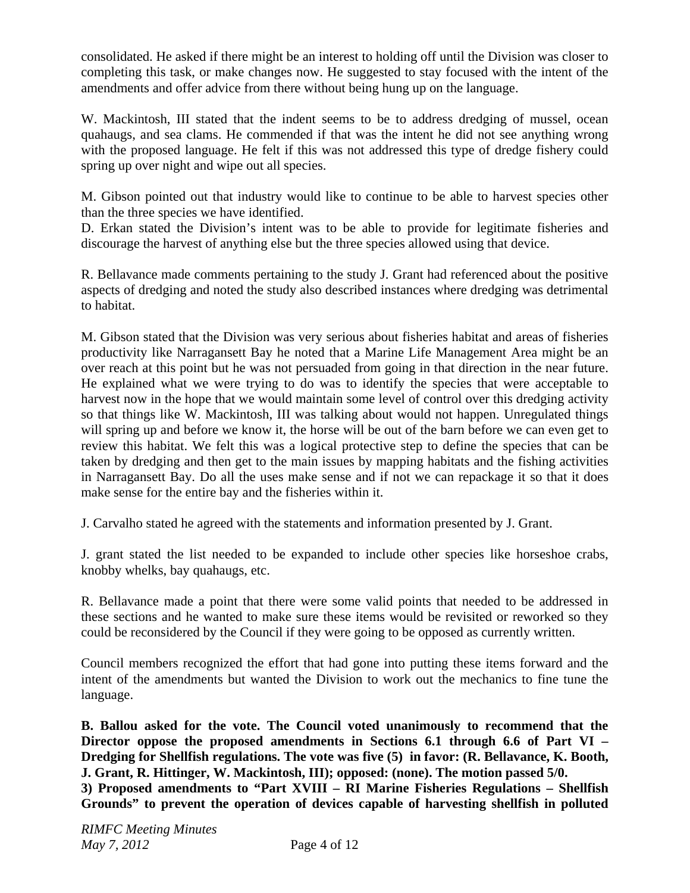consolidated. He asked if there might be an interest to holding off until the Division was closer to completing this task, or make changes now. He suggested to stay focused with the intent of the amendments and offer advice from there without being hung up on the language.

W. Mackintosh, III stated that the indent seems to be to address dredging of mussel, ocean quahaugs, and sea clams. He commended if that was the intent he did not see anything wrong with the proposed language. He felt if this was not addressed this type of dredge fishery could spring up over night and wipe out all species.

M. Gibson pointed out that industry would like to continue to be able to harvest species other than the three species we have identified.

D. Erkan stated the Division's intent was to be able to provide for legitimate fisheries and discourage the harvest of anything else but the three species allowed using that device.

R. Bellavance made comments pertaining to the study J. Grant had referenced about the positive aspects of dredging and noted the study also described instances where dredging was detrimental to habitat.

M. Gibson stated that the Division was very serious about fisheries habitat and areas of fisheries productivity like Narragansett Bay he noted that a Marine Life Management Area might be an over reach at this point but he was not persuaded from going in that direction in the near future. He explained what we were trying to do was to identify the species that were acceptable to harvest now in the hope that we would maintain some level of control over this dredging activity so that things like W. Mackintosh, III was talking about would not happen. Unregulated things will spring up and before we know it, the horse will be out of the barn before we can even get to review this habitat. We felt this was a logical protective step to define the species that can be taken by dredging and then get to the main issues by mapping habitats and the fishing activities in Narragansett Bay. Do all the uses make sense and if not we can repackage it so that it does make sense for the entire bay and the fisheries within it.

J. Carvalho stated he agreed with the statements and information presented by J. Grant.

J. grant stated the list needed to be expanded to include other species like horseshoe crabs, knobby whelks, bay quahaugs, etc.

R. Bellavance made a point that there were some valid points that needed to be addressed in these sections and he wanted to make sure these items would be revisited or reworked so they could be reconsidered by the Council if they were going to be opposed as currently written.

Council members recognized the effort that had gone into putting these items forward and the intent of the amendments but wanted the Division to work out the mechanics to fine tune the language.

**B. Ballou asked for the vote. The Council voted unanimously to recommend that the Director oppose the proposed amendments in Sections 6.1 through 6.6 of Part VI – Dredging for Shellfish regulations. The vote was five (5) in favor: (R. Bellavance, K. Booth, J. Grant, R. Hittinger, W. Mackintosh, III); opposed: (none). The motion passed 5/0.**

**3) Proposed amendments to "Part XVIII – RI Marine Fisheries Regulations – Shellfish Grounds" to prevent the operation of devices capable of harvesting shellfish in polluted**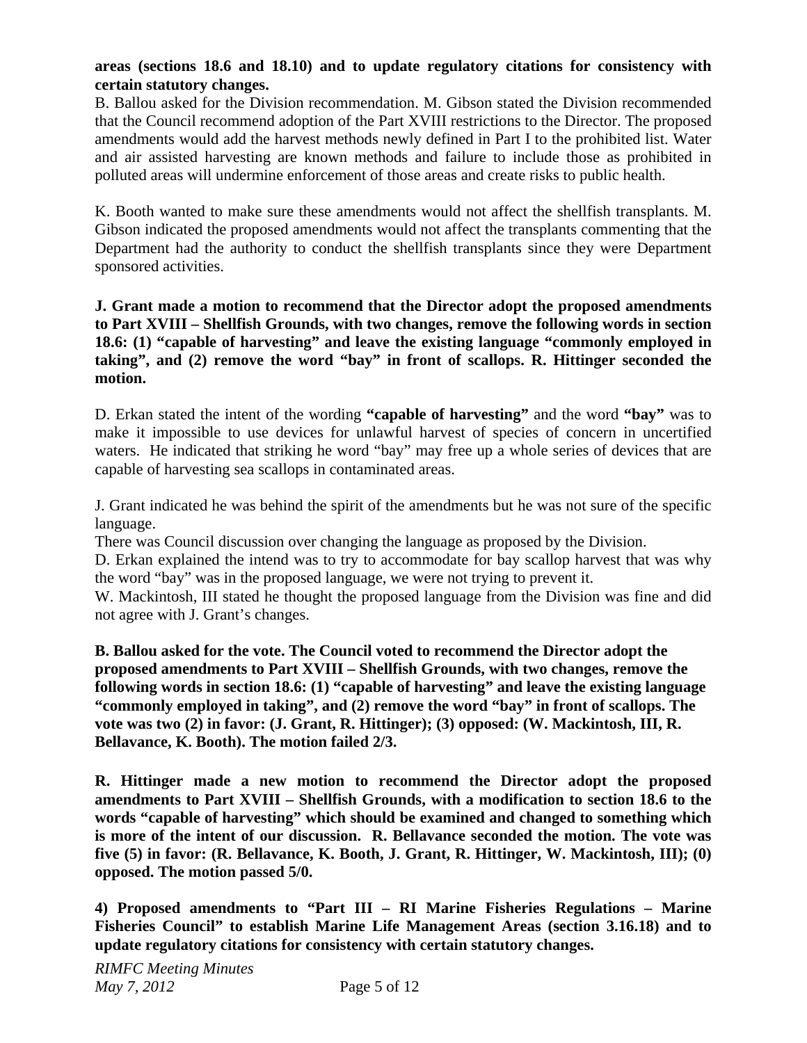**areas (sections 18.6 and 18.10) and to update regulatory citations for consistency with certain statutory changes.**

B. Ballou asked for the Division recommendation. M. Gibson stated the Division recommended that the Council recommend adoption of the Part XVIII restrictions to the Director. The proposed amendments would add the harvest methods newly defined in Part I to the prohibited list. Water and air assisted harvesting are known methods and failure to include those as prohibited in polluted areas will undermine enforcement of those areas and create risks to public health.

K. Booth wanted to make sure these amendments would not affect the shellfish transplants. M. Gibson indicated the proposed amendments would not affect the transplants commenting that the Department had the authority to conduct the shellfish transplants since they were Department sponsored activities.

**J. Grant made a motion to recommend that the Director adopt the proposed amendments to Part XVIII – Shellfish Grounds, with two changes, remove the following words in section 18.6: (1) "capable of harvesting" and leave the existing language "commonly employed in taking", and (2) remove the word "bay" in front of scallops. R. Hittinger seconded the motion.**

D. Erkan stated the intent of the wording **"capable of harvesting"** and the word **"bay"** was to make it impossible to use devices for unlawful harvest of species of concern in uncertified waters. He indicated that striking he word "bay" may free up a whole series of devices that are capable of harvesting sea scallops in contaminated areas.

J. Grant indicated he was behind the spirit of the amendments but he was not sure of the specific language.

There was Council discussion over changing the language as proposed by the Division.

D. Erkan explained the intend was to try to accommodate for bay scallop harvest that was why the word "bay" was in the proposed language, we were not trying to prevent it.

W. Mackintosh, III stated he thought the proposed language from the Division was fine and did not agree with J. Grant's changes.

**B. Ballou asked for the vote. The Council voted to recommend the Director adopt the proposed amendments to Part XVIII – Shellfish Grounds, with two changes, remove the following words in section 18.6: (1) "capable of harvesting" and leave the existing language "commonly employed in taking", and (2) remove the word "bay" in front of scallops. The vote was two (2) in favor: (J. Grant, R. Hittinger); (3) opposed: (W. Mackintosh, III, R. Bellavance, K. Booth). The motion failed 2/3.**

**R. Hittinger made a new motion to recommend the Director adopt the proposed amendments to Part XVIII – Shellfish Grounds, with a modification to section 18.6 to the words "capable of harvesting" which should be examined and changed to something which is more of the intent of our discussion. R. Bellavance seconded the motion. The vote was five (5) in favor: (R. Bellavance, K. Booth, J. Grant, R. Hittinger, W. Mackintosh, III); (0) opposed. The motion passed 5/0.**

**4) Proposed amendments to "Part III – RI Marine Fisheries Regulations – Marine Fisheries Council" to establish Marine Life Management Areas (section 3.16.18) and to update regulatory citations for consistency with certain statutory changes.**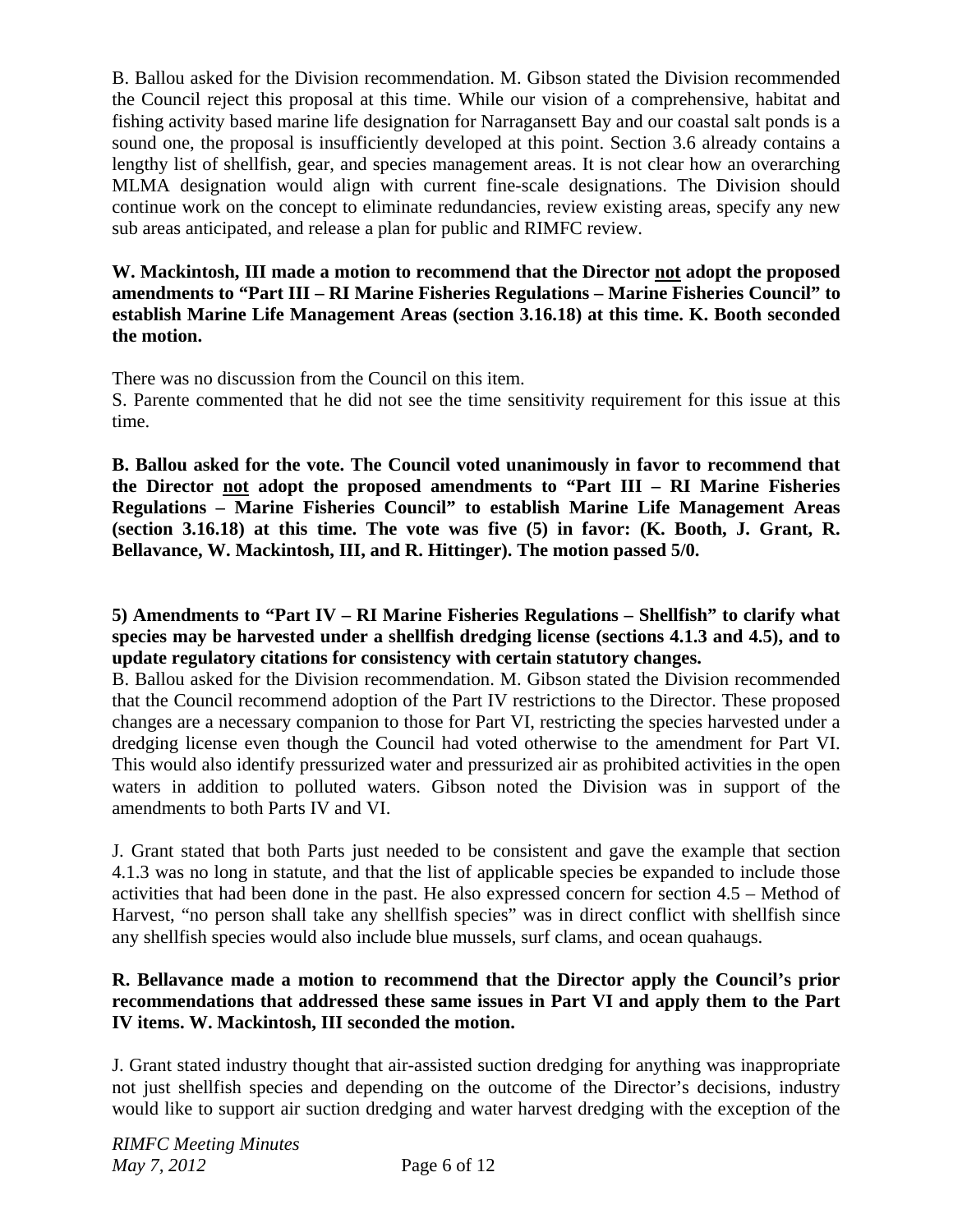B. Ballou asked for the Division recommendation. M. Gibson stated the Division recommended the Council reject this proposal at this time. While our vision of a comprehensive, habitat and fishing activity based marine life designation for Narragansett Bay and our coastal salt ponds is a sound one, the proposal is insufficiently developed at this point. Section 3.6 already contains a lengthy list of shellfish, gear, and species management areas. It is not clear how an overarching MLMA designation would align with current fine-scale designations. The Division should continue work on the concept to eliminate redundancies, review existing areas, specify any new sub areas anticipated, and release a plan for public and RIMFC review.

**W. Mackintosh, III made a motion to recommend that the Director <u>not</u> adopt the proposed amendments to "Part III – RI Marine Fisheries Regulations – Marine Fisheries Council" to establish Marine Life Management Areas (section 3.16.18) at this time. K. Booth seconded the motion.**

There was no discussion from the Council on this item.
S. Parente commented that he did not see the time sensitivity requirement for this issue at this time.

**B. Ballou asked for the vote. The Council voted unanimously in favor to recommend that the Director <u>not</u> adopt the proposed amendments to "Part III – RI Marine Fisheries Regulations – Marine Fisheries Council" to establish Marine Life Management Areas (section 3.16.18) at this time. The vote was five (5) in favor: (K. Booth, J. Grant, R. Bellavance, W. Mackintosh, III, and R. Hittinger). The motion passed 5/0.**

**5) Amendments to "Part IV – RI Marine Fisheries Regulations – Shellfish" to clarify what species may be harvested under a shellfish dredging license (sections 4.1.3 and 4.5), and to update regulatory citations for consistency with certain statutory changes.**

B. Ballou asked for the Division recommendation. M. Gibson stated the Division recommended that the Council recommend adoption of the Part IV restrictions to the Director. These proposed changes are a necessary companion to those for Part VI, restricting the species harvested under a dredging license even though the Council had voted otherwise to the amendment for Part VI. This would also identify pressurized water and pressurized air as prohibited activities in the open waters in addition to polluted waters. Gibson noted the Division was in support of the amendments to both Parts IV and VI.

J. Grant stated that both Parts just needed to be consistent and gave the example that section 4.1.3 was no long in statute, and that the list of applicable species be expanded to include those activities that had been done in the past. He also expressed concern for section 4.5 – Method of Harvest, "no person shall take any shellfish species" was in direct conflict with shellfish since any shellfish species would also include blue mussels, surf clams, and ocean quahaugs.

**R. Bellavance made a motion to recommend that the Director apply the Council's prior recommendations that addressed these same issues in Part VI and apply them to the Part IV items. W. Mackintosh, III seconded the motion.**

J. Grant stated industry thought that air-assisted suction dredging for anything was inappropriate not just shellfish species and depending on the outcome of the Director's decisions, industry would like to support air suction dredging and water harvest dredging with the exception of the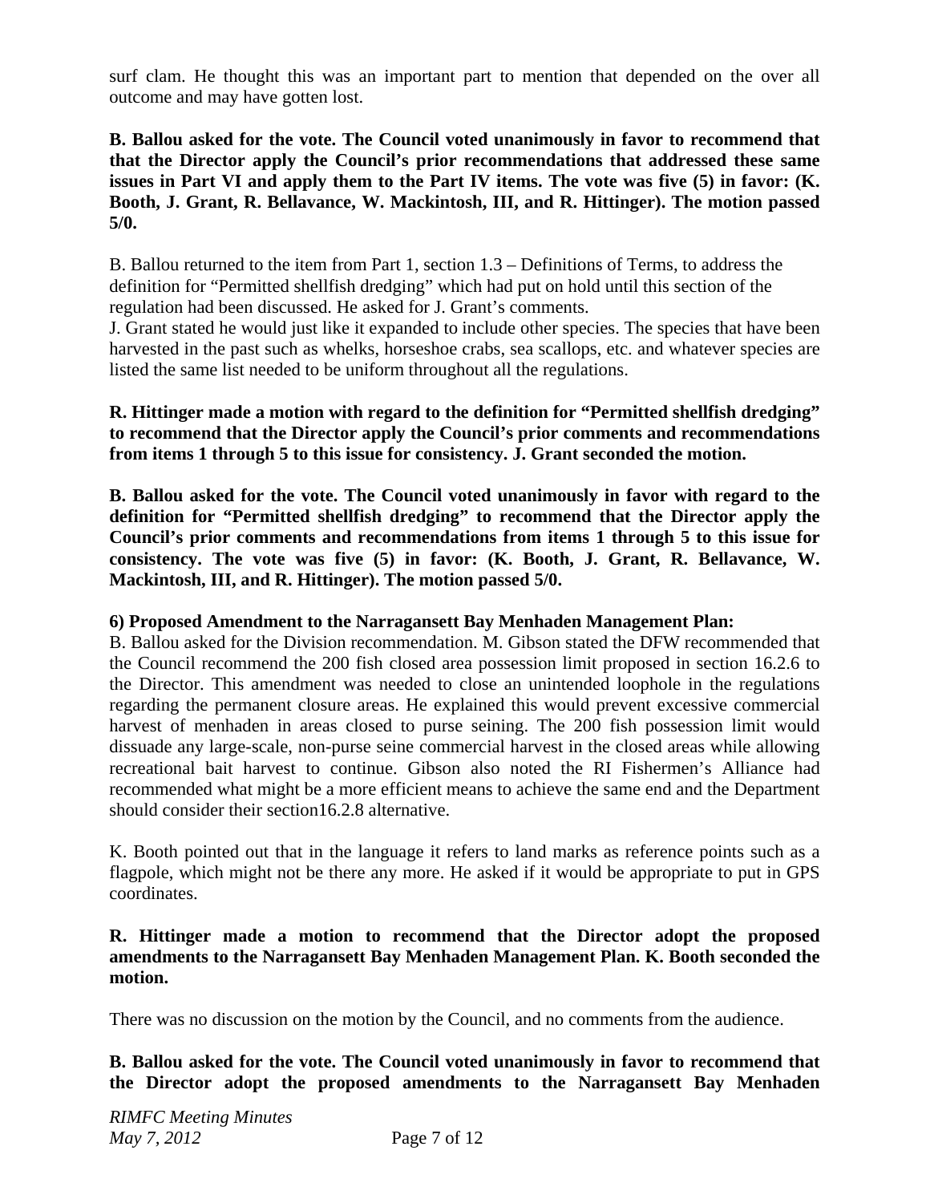surf clam. He thought this was an important part to mention that depended on the over all outcome and may have gotten lost.

**B. Ballou asked for the vote. The Council voted unanimously in favor to recommend that that the Director apply the Council's prior recommendations that addressed these same issues in Part VI and apply them to the Part IV items. The vote was five (5) in favor: (K. Booth, J. Grant, R. Bellavance, W. Mackintosh, III, and R. Hittinger). The motion passed 5/0.**

B. Ballou returned to the item from Part 1, section 1.3 – Definitions of Terms, to address the definition for "Permitted shellfish dredging" which had put on hold until this section of the regulation had been discussed. He asked for J. Grant's comments.

J. Grant stated he would just like it expanded to include other species. The species that have been harvested in the past such as whelks, horseshoe crabs, sea scallops, etc. and whatever species are listed the same list needed to be uniform throughout all the regulations.

**R. Hittinger made a motion with regard to the definition for "Permitted shellfish dredging" to recommend that the Director apply the Council's prior comments and recommendations from items 1 through 5 to this issue for consistency. J. Grant seconded the motion.**

**B. Ballou asked for the vote. The Council voted unanimously in favor with regard to the definition for "Permitted shellfish dredging" to recommend that the Director apply the Council's prior comments and recommendations from items 1 through 5 to this issue for consistency. The vote was five (5) in favor: (K. Booth, J. Grant, R. Bellavance, W. Mackintosh, III, and R. Hittinger). The motion passed 5/0.**

**6) Proposed Amendment to the Narragansett Bay Menhaden Management Plan:**

B. Ballou asked for the Division recommendation. M. Gibson stated the DFW recommended that the Council recommend the 200 fish closed area possession limit proposed in section 16.2.6 to the Director. This amendment was needed to close an unintended loophole in the regulations regarding the permanent closure areas. He explained this would prevent excessive commercial harvest of menhaden in areas closed to purse seining. The 200 fish possession limit would dissuade any large-scale, non-purse seine commercial harvest in the closed areas while allowing recreational bait harvest to continue. Gibson also noted the RI Fishermen's Alliance had recommended what might be a more efficient means to achieve the same end and the Department should consider their section16.2.8 alternative.

K. Booth pointed out that in the language it refers to land marks as reference points such as a flagpole, which might not be there any more. He asked if it would be appropriate to put in GPS coordinates.

**R. Hittinger made a motion to recommend that the Director adopt the proposed amendments to the Narragansett Bay Menhaden Management Plan. K. Booth seconded the motion.**

There was no discussion on the motion by the Council, and no comments from the audience.

**B. Ballou asked for the vote. The Council voted unanimously in favor to recommend that the Director adopt the proposed amendments to the Narragansett Bay Menhaden**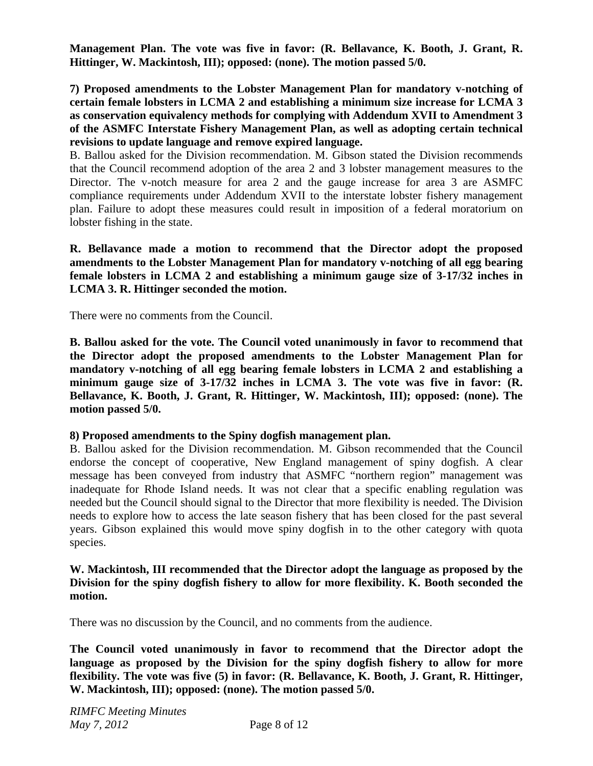**Management Plan. The vote was five in favor: (R. Bellavance, K. Booth, J. Grant, R. Hittinger, W. Mackintosh, III); opposed: (none). The motion passed 5/0.**

**7) Proposed amendments to the Lobster Management Plan for mandatory v-notching of certain female lobsters in LCMA 2 and establishing a minimum size increase for LCMA 3 as conservation equivalency methods for complying with Addendum XVII to Amendment 3 of the ASMFC Interstate Fishery Management Plan, as well as adopting certain technical revisions to update language and remove expired language.**

B. Ballou asked for the Division recommendation. M. Gibson stated the Division recommends that the Council recommend adoption of the area 2 and 3 lobster management measures to the Director. The v-notch measure for area 2 and the gauge increase for area 3 are ASMFC compliance requirements under Addendum XVII to the interstate lobster fishery management plan. Failure to adopt these measures could result in imposition of a federal moratorium on lobster fishing in the state.

**R. Bellavance made a motion to recommend that the Director adopt the proposed amendments to the Lobster Management Plan for mandatory v-notching of all egg bearing female lobsters in LCMA 2 and establishing a minimum gauge size of 3-17/32 inches in LCMA 3. R. Hittinger seconded the motion.**

There were no comments from the Council.

**B. Ballou asked for the vote. The Council voted unanimously in favor to recommend that the Director adopt the proposed amendments to the Lobster Management Plan for mandatory v-notching of all egg bearing female lobsters in LCMA 2 and establishing a minimum gauge size of 3-17/32 inches in LCMA 3. The vote was five in favor: (R. Bellavance, K. Booth, J. Grant, R. Hittinger, W. Mackintosh, III); opposed: (none). The motion passed 5/0.**

**8) Proposed amendments to the Spiny dogfish management plan.**

B. Ballou asked for the Division recommendation. M. Gibson recommended that the Council endorse the concept of cooperative, New England management of spiny dogfish. A clear message has been conveyed from industry that ASMFC "northern region" management was inadequate for Rhode Island needs. It was not clear that a specific enabling regulation was needed but the Council should signal to the Director that more flexibility is needed. The Division needs to explore how to access the late season fishery that has been closed for the past several years. Gibson explained this would move spiny dogfish in to the other category with quota species.

**W. Mackintosh, III recommended that the Director adopt the language as proposed by the Division for the spiny dogfish fishery to allow for more flexibility. K. Booth seconded the motion.**

There was no discussion by the Council, and no comments from the audience.

**The Council voted unanimously in favor to recommend that the Director adopt the language as proposed by the Division for the spiny dogfish fishery to allow for more flexibility. The vote was five (5) in favor: (R. Bellavance, K. Booth, J. Grant, R. Hittinger, W. Mackintosh, III); opposed: (none). The motion passed 5/0.**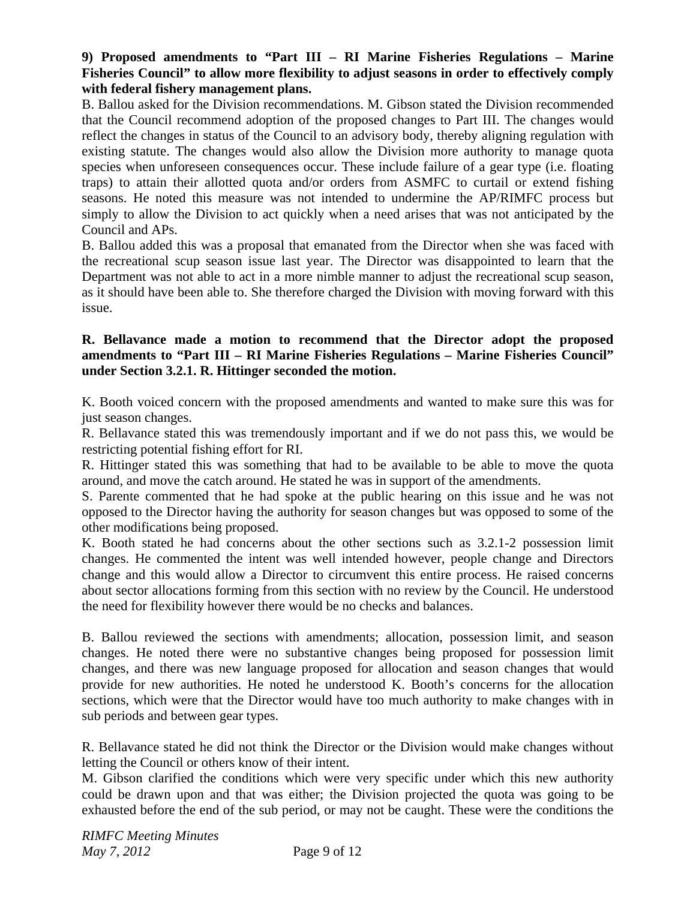**9) Proposed amendments to "Part III – RI Marine Fisheries Regulations – Marine Fisheries Council" to allow more flexibility to adjust seasons in order to effectively comply with federal fishery management plans.**

B. Ballou asked for the Division recommendations. M. Gibson stated the Division recommended that the Council recommend adoption of the proposed changes to Part III. The changes would reflect the changes in status of the Council to an advisory body, thereby aligning regulation with existing statute. The changes would also allow the Division more authority to manage quota species when unforeseen consequences occur. These include failure of a gear type (i.e. floating traps) to attain their allotted quota and/or orders from ASMFC to curtail or extend fishing seasons. He noted this measure was not intended to undermine the AP/RIMFC process but simply to allow the Division to act quickly when a need arises that was not anticipated by the Council and APs.

B. Ballou added this was a proposal that emanated from the Director when she was faced with the recreational scup season issue last year. The Director was disappointed to learn that the Department was not able to act in a more nimble manner to adjust the recreational scup season, as it should have been able to. She therefore charged the Division with moving forward with this issue.

**R. Bellavance made a motion to recommend that the Director adopt the proposed amendments to "Part III – RI Marine Fisheries Regulations – Marine Fisheries Council" under Section 3.2.1. R. Hittinger seconded the motion.**

K. Booth voiced concern with the proposed amendments and wanted to make sure this was for just season changes.

R. Bellavance stated this was tremendously important and if we do not pass this, we would be restricting potential fishing effort for RI.

R. Hittinger stated this was something that had to be available to be able to move the quota around, and move the catch around. He stated he was in support of the amendments.

S. Parente commented that he had spoke at the public hearing on this issue and he was not opposed to the Director having the authority for season changes but was opposed to some of the other modifications being proposed.

K. Booth stated he had concerns about the other sections such as 3.2.1-2 possession limit changes. He commented the intent was well intended however, people change and Directors change and this would allow a Director to circumvent this entire process. He raised concerns about sector allocations forming from this section with no review by the Council. He understood the need for flexibility however there would be no checks and balances.

B. Ballou reviewed the sections with amendments; allocation, possession limit, and season changes. He noted there were no substantive changes being proposed for possession limit changes, and there was new language proposed for allocation and season changes that would provide for new authorities. He noted he understood K. Booth's concerns for the allocation sections, which were that the Director would have too much authority to make changes with in sub periods and between gear types.

R. Bellavance stated he did not think the Director or the Division would make changes without letting the Council or others know of their intent.

M. Gibson clarified the conditions which were very specific under which this new authority could be drawn upon and that was either; the Division projected the quota was going to be exhausted before the end of the sub period, or may not be caught. These were the conditions the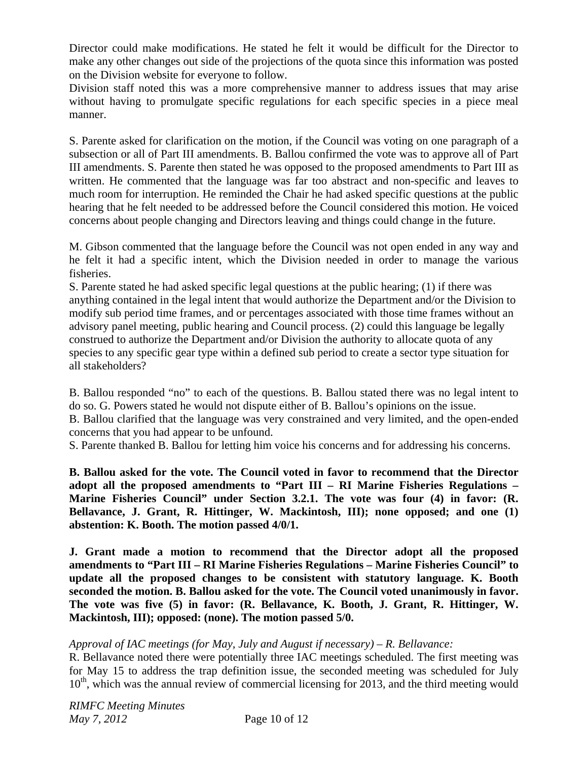Director could make modifications. He stated he felt it would be difficult for the Director to make any other changes out side of the projections of the quota since this information was posted on the Division website for everyone to follow.
Division staff noted this was a more comprehensive manner to address issues that may arise without having to promulgate specific regulations for each specific species in a piece meal manner.

S. Parente asked for clarification on the motion, if the Council was voting on one paragraph of a subsection or all of Part III amendments. B. Ballou confirmed the vote was to approve all of Part III amendments. S. Parente then stated he was opposed to the proposed amendments to Part III as written. He commented that the language was far too abstract and non-specific and leaves to much room for interruption. He reminded the Chair he had asked specific questions at the public hearing that he felt needed to be addressed before the Council considered this motion. He voiced concerns about people changing and Directors leaving and things could change in the future.

M. Gibson commented that the language before the Council was not open ended in any way and he felt it had a specific intent, which the Division needed in order to manage the various fisheries.
S. Parente stated he had asked specific legal questions at the public hearing; (1) if there was anything contained in the legal intent that would authorize the Department and/or the Division to modify sub period time frames, and or percentages associated with those time frames without an advisory panel meeting, public hearing and Council process. (2) could this language be legally construed to authorize the Department and/or Division the authority to allocate quota of any species to any specific gear type within a defined sub period to create a sector type situation for all stakeholders?

B. Ballou responded "no" to each of the questions. B. Ballou stated there was no legal intent to do so. G. Powers stated he would not dispute either of B. Ballou's opinions on the issue.
B. Ballou clarified that the language was very constrained and very limited, and the open-ended concerns that you had appear to be unfound.
S. Parente thanked B. Ballou for letting him voice his concerns and for addressing his concerns.

**B. Ballou asked for the vote. The Council voted in favor to recommend that the Director adopt all the proposed amendments to "Part III – RI Marine Fisheries Regulations – Marine Fisheries Council" under Section 3.2.1. The vote was four (4) in favor: (R. Bellavance, J. Grant, R. Hittinger, W. Mackintosh, III); none opposed; and one (1) abstention: K. Booth. The motion passed 4/0/1.**

**J. Grant made a motion to recommend that the Director adopt all the proposed amendments to "Part III – RI Marine Fisheries Regulations – Marine Fisheries Council" to update all the proposed changes to be consistent with statutory language. K. Booth seconded the motion. B. Ballou asked for the vote. The Council voted unanimously in favor. The vote was five (5) in favor: (R. Bellavance, K. Booth, J. Grant, R. Hittinger, W. Mackintosh, III); opposed: (none). The motion passed 5/0.**

*Approval of IAC meetings (for May, July and August if necessary) – R. Bellavance:*
R. Bellavance noted there were potentially three IAC meetings scheduled. The first meeting was for May 15 to address the trap definition issue, the seconded meeting was scheduled for July 10th, which was the annual review of commercial licensing for 2013, and the third meeting would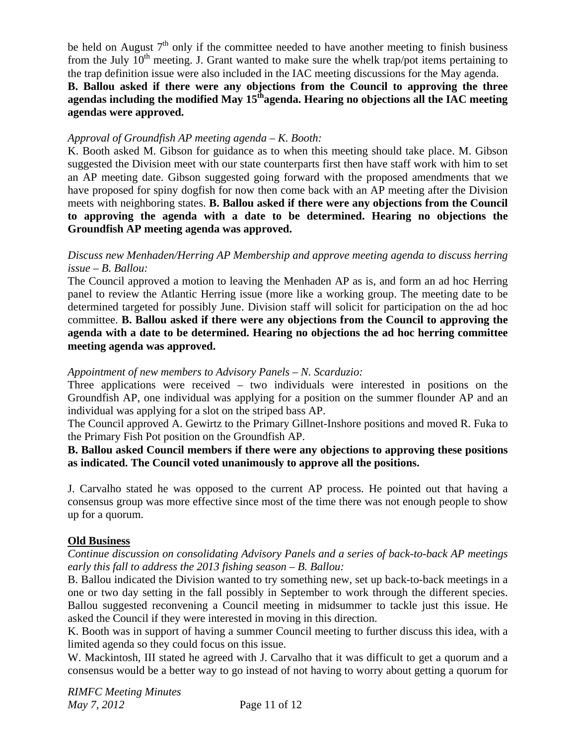be held on August 7th only if the committee needed to have another meeting to finish business from the July 10th meeting. J. Grant wanted to make sure the whelk trap/pot items pertaining to the trap definition issue were also included in the IAC meeting discussions for the May agenda.

**B. Ballou asked if there were any objections from the Council to approving the three agendas including the modified May 15th agenda. Hearing no objections all the IAC meeting agendas were approved.**

*Approval of Groundfish AP meeting agenda – K. Booth:*

K. Booth asked M. Gibson for guidance as to when this meeting should take place. M. Gibson suggested the Division meet with our state counterparts first then have staff work with him to set an AP meeting date. Gibson suggested going forward with the proposed amendments that we have proposed for spiny dogfish for now then come back with an AP meeting after the Division meets with neighboring states. **B. Ballou asked if there were any objections from the Council to approving the agenda with a date to be determined. Hearing no objections the Groundfish AP meeting agenda was approved.**

*Discuss new Menhaden/Herring AP Membership and approve meeting agenda to discuss herring issue – B. Ballou:*

The Council approved a motion to leaving the Menhaden AP as is, and form an ad hoc Herring panel to review the Atlantic Herring issue (more like a working group. The meeting date to be determined targeted for possibly June. Division staff will solicit for participation on the ad hoc committee. **B. Ballou asked if there were any objections from the Council to approving the agenda with a date to be determined. Hearing no objections the ad hoc herring committee meeting agenda was approved.**

*Appointment of new members to Advisory Panels – N. Scarduzio:*

Three applications were received – two individuals were interested in positions on the Groundfish AP, one individual was applying for a position on the summer flounder AP and an individual was applying for a slot on the striped bass AP.

The Council approved A. Gewirtz to the Primary Gillnet-Inshore positions and moved R. Fuka to the Primary Fish Pot position on the Groundfish AP.

**B. Ballou asked Council members if there were any objections to approving these positions as indicated. The Council voted unanimously to approve all the positions.**

J. Carvalho stated he was opposed to the current AP process. He pointed out that having a consensus group was more effective since most of the time there was not enough people to show up for a quorum.

## Old Business

*Continue discussion on consolidating Advisory Panels and a series of back-to-back AP meetings early this fall to address the 2013 fishing season – B. Ballou:*

B. Ballou indicated the Division wanted to try something new, set up back-to-back meetings in a one or two day setting in the fall possibly in September to work through the different species. Ballou suggested reconvening a Council meeting in midsummer to tackle just this issue. He asked the Council if they were interested in moving in this direction.

K. Booth was in support of having a summer Council meeting to further discuss this idea, with a limited agenda so they could focus on this issue.

W. Mackintosh, III stated he agreed with J. Carvalho that it was difficult to get a quorum and a consensus would be a better way to go instead of not having to worry about getting a quorum for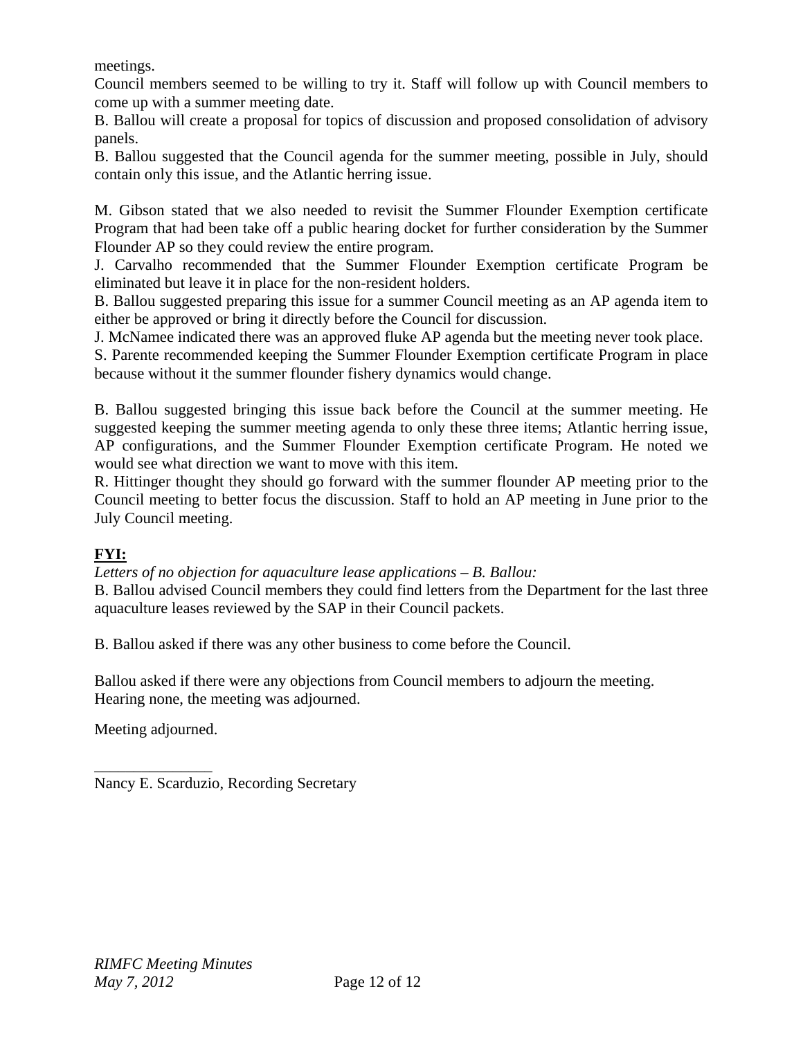meetings.

Council members seemed to be willing to try it. Staff will follow up with Council members to come up with a summer meeting date.

B. Ballou will create a proposal for topics of discussion and proposed consolidation of advisory panels.

B. Ballou suggested that the Council agenda for the summer meeting, possible in July, should contain only this issue, and the Atlantic herring issue.

M. Gibson stated that we also needed to revisit the Summer Flounder Exemption certificate Program that had been take off a public hearing docket for further consideration by the Summer Flounder AP so they could review the entire program.

J. Carvalho recommended that the Summer Flounder Exemption certificate Program be eliminated but leave it in place for the non-resident holders.

B. Ballou suggested preparing this issue for a summer Council meeting as an AP agenda item to either be approved or bring it directly before the Council for discussion.

J. McNamee indicated there was an approved fluke AP agenda but the meeting never took place.

S. Parente recommended keeping the Summer Flounder Exemption certificate Program in place because without it the summer flounder fishery dynamics would change.

B. Ballou suggested bringing this issue back before the Council at the summer meeting. He suggested keeping the summer meeting agenda to only these three items; Atlantic herring issue, AP configurations, and the Summer Flounder Exemption certificate Program. He noted we would see what direction we want to move with this item.

R. Hittinger thought they should go forward with the summer flounder AP meeting prior to the Council meeting to better focus the discussion. Staff to hold an AP meeting in June prior to the July Council meeting.

**FYI:**

*Letters of no objection for aquaculture lease applications – B. Ballou:*

B. Ballou advised Council members they could find letters from the Department for the last three aquaculture leases reviewed by the SAP in their Council packets.

B. Ballou asked if there was any other business to come before the Council.

Ballou asked if there were any objections from Council members to adjourn the meeting. Hearing none, the meeting was adjourned.

Meeting adjourned.

_______________

Nancy E. Scarduzio, Recording Secretary